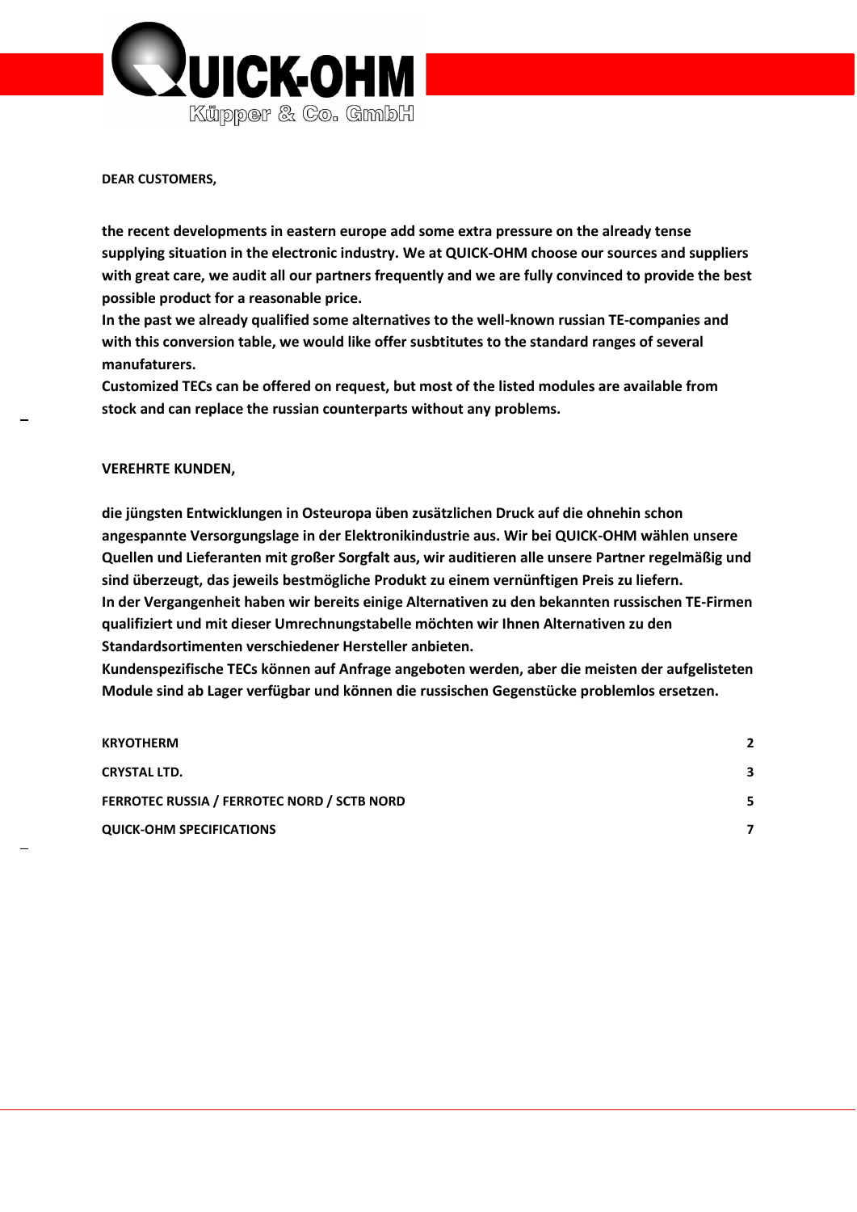QUICK-OHM

Küpper & Co. GmbH

**DEAR CUSTOMERS,**

**the recent developments in eastern europe add some extra pressure on the already tense supplying situation in the electronic industry. We at QUICK-OHM choose our sources and suppliers with great care, we audit all our partners frequently and we are fully convinced to provide the best possible product for a reasonable price.**
**In the past we already qualified some alternatives to the well-known russian TE-companies and with this conversion table, we would like offer susbtitutes to the standard ranges of several manufaturers.**
**Customized TECs can be offered on request, but most of the listed modules are available from stock and can replace the russian counterparts without any problems.**

**VEREHRTE KUNDEN,**

**die jüngsten Entwicklungen in Osteuropa üben zusätzlichen Druck auf die ohnehin schon angespannte Versorgungslage in der Elektronikindustrie aus. Wir bei QUICK-OHM wählen unsere Quellen und Lieferanten mit großer Sorgfalt aus, wir auditieren alle unsere Partner regelmäßig und sind überzeugt, das jeweils bestmögliche Produkt zu einem vernünftigen Preis zu liefern.**
**In der Vergangenheit haben wir bereits einige Alternativen zu den bekannten russischen TE-Firmen qualifiziert und mit dieser Umrechnungstabelle möchten wir Ihnen Alternativen zu den Standardsortimenten verschiedener Hersteller anbieten.**
**Kundenspezifische TECs können auf Anfrage angeboten werden, aber die meisten der aufgelisteten Module sind ab Lager verfügbar und können die russischen Gegenstücke problemlos ersetzen.**

| | |
|---|---|
| **KRYOTHERM** | **2** |
| **CRYSTAL LTD.** | **3** |
| **FERROTEC RUSSIA / FERROTEC NORD / SCTB NORD** | **5** |
| **QUICK-OHM SPECIFICATIONS** | **7** |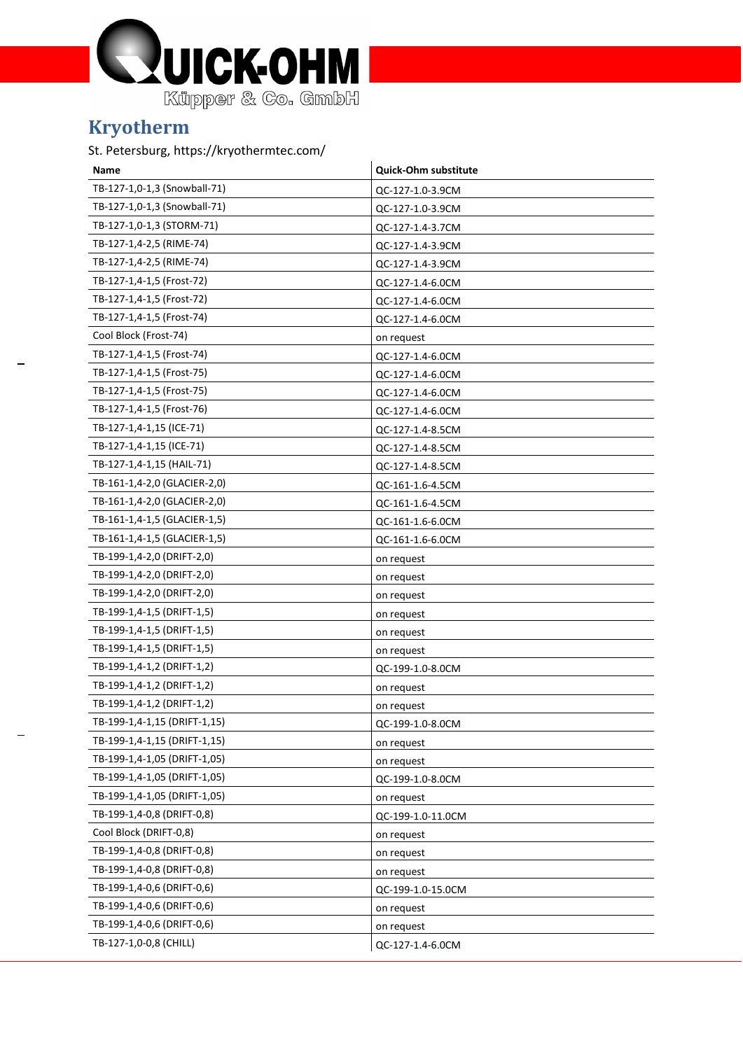## Kryotherm

St. Petersburg, https://kryothermtec.com/

| Name | Quick-Ohm substitute |
|---|---|
| TB-127-1,0-1,3 (Snowball-71) | QC-127-1.0-3.9CM |
| TB-127-1,0-1,3 (Snowball-71) | QC-127-1.0-3.9CM |
| TB-127-1,0-1,3 (STORM-71) | QC-127-1.4-3.7CM |
| TB-127-1,4-2,5 (RIME-74) | QC-127-1.4-3.9CM |
| TB-127-1,4-2,5 (RIME-74) | QC-127-1.4-3.9CM |
| TB-127-1,4-1,5 (Frost-72) | QC-127-1.4-6.0CM |
| TB-127-1,4-1,5 (Frost-72) | QC-127-1.4-6.0CM |
| TB-127-1,4-1,5 (Frost-74) | QC-127-1.4-6.0CM |
| Cool Block (Frost-74) | on request |
| TB-127-1,4-1,5 (Frost-74) | QC-127-1.4-6.0CM |
| TB-127-1,4-1,5 (Frost-75) | QC-127-1.4-6.0CM |
| TB-127-1,4-1,5 (Frost-75) | QC-127-1.4-6.0CM |
| TB-127-1,4-1,5 (Frost-76) | QC-127-1.4-6.0CM |
| TB-127-1,4-1,15 (ICE-71) | QC-127-1.4-8.5CM |
| TB-127-1,4-1,15 (ICE-71) | QC-127-1.4-8.5CM |
| TB-127-1,4-1,15 (HAIL-71) | QC-127-1.4-8.5CM |
| TB-161-1,4-2,0 (GLACIER-2,0) | QC-161-1.6-4.5CM |
| TB-161-1,4-2,0 (GLACIER-2,0) | QC-161-1.6-4.5CM |
| TB-161-1,4-1,5 (GLACIER-1,5) | QC-161-1.6-6.0CM |
| TB-161-1,4-1,5 (GLACIER-1,5) | QC-161-1.6-6.0CM |
| TB-199-1,4-2,0 (DRIFT-2,0) | on request |
| TB-199-1,4-2,0 (DRIFT-2,0) | on request |
| TB-199-1,4-2,0 (DRIFT-2,0) | on request |
| TB-199-1,4-1,5 (DRIFT-1,5) | on request |
| TB-199-1,4-1,5 (DRIFT-1,5) | on request |
| TB-199-1,4-1,5 (DRIFT-1,5) | on request |
| TB-199-1,4-1,2 (DRIFT-1,2) | QC-199-1.0-8.0CM |
| TB-199-1,4-1,2 (DRIFT-1,2) | on request |
| TB-199-1,4-1,2 (DRIFT-1,2) | on request |
| TB-199-1,4-1,15 (DRIFT-1,15) | QC-199-1.0-8.0CM |
| TB-199-1,4-1,15 (DRIFT-1,15) | on request |
| TB-199-1,4-1,05 (DRIFT-1,05) | on request |
| TB-199-1,4-1,05 (DRIFT-1,05) | QC-199-1.0-8.0CM |
| TB-199-1,4-1,05 (DRIFT-1,05) | on request |
| TB-199-1,4-0,8 (DRIFT-0,8) | QC-199-1.0-11.0CM |
| Cool Block (DRIFT-0,8) | on request |
| TB-199-1,4-0,8 (DRIFT-0,8) | on request |
| TB-199-1,4-0,8 (DRIFT-0,8) | on request |
| TB-199-1,4-0,6 (DRIFT-0,6) | QC-199-1.0-15.0CM |
| TB-199-1,4-0,6 (DRIFT-0,6) | on request |
| TB-199-1,4-0,6 (DRIFT-0,6) | on request |
| TB-127-1,0-0,8 (CHILL) | QC-127-1.4-6.0CM |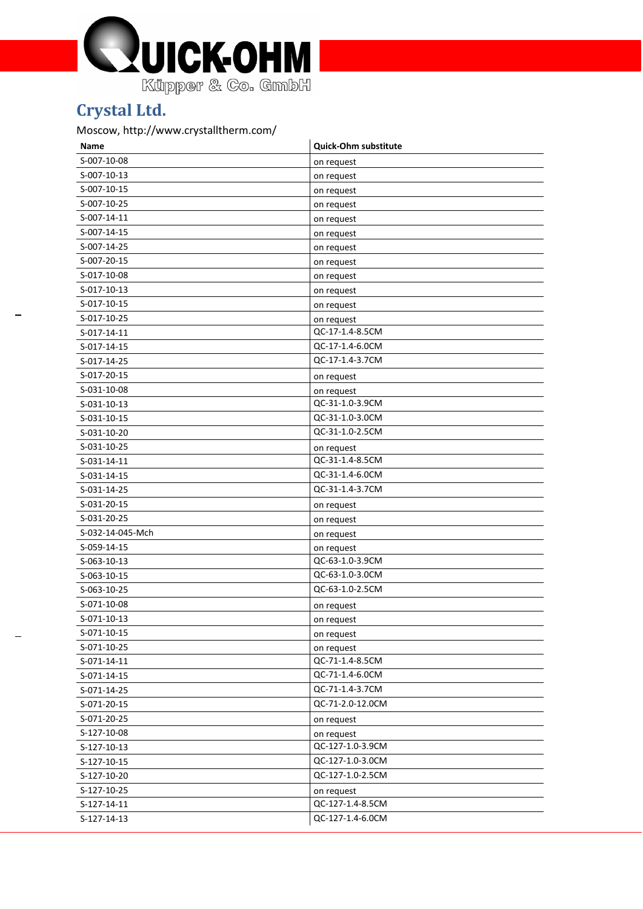## Crystal Ltd.

Moscow, http://www.crystaltherm.com/

| Name | Quick-Ohm substitute |
|---|---|
| S-007-10-08 | on request |
| S-007-10-13 | on request |
| S-007-10-15 | on request |
| S-007-10-25 | on request |
| S-007-14-11 | on request |
| S-007-14-15 | on request |
| S-007-14-25 | on request |
| S-007-20-15 | on request |
| S-017-10-08 | on request |
| S-017-10-13 | on request |
| S-017-10-15 | on request |
| S-017-10-25 | on request |
| S-017-14-11 | QC-17-1.4-8.5CM |
| S-017-14-15 | QC-17-1.4-6.0CM |
| S-017-14-25 | QC-17-1.4-3.7CM |
| S-017-20-15 | on request |
| S-031-10-08 | on request |
| S-031-10-13 | QC-31-1.0-3.9CM |
| S-031-10-15 | QC-31-1.0-3.0CM |
| S-031-10-20 | QC-31-1.0-2.5CM |
| S-031-10-25 | on request |
| S-031-14-11 | QC-31-1.4-8.5CM |
| S-031-14-15 | QC-31-1.4-6.0CM |
| S-031-14-25 | QC-31-1.4-3.7CM |
| S-031-20-15 | on request |
| S-031-20-25 | on request |
| S-032-14-045-Mch | on request |
| S-059-14-15 | on request |
| S-063-10-13 | QC-63-1.0-3.9CM |
| S-063-10-15 | QC-63-1.0-3.0CM |
| S-063-10-25 | QC-63-1.0-2.5CM |
| S-071-10-08 | on request |
| S-071-10-13 | on request |
| S-071-10-15 | on request |
| S-071-10-25 | on request |
| S-071-14-11 | QC-71-1.4-8.5CM |
| S-071-14-15 | QC-71-1.4-6.0CM |
| S-071-14-25 | QC-71-1.4-3.7CM |
| S-071-20-15 | QC-71-2.0-12.0CM |
| S-071-20-25 | on request |
| S-127-10-08 | on request |
| S-127-10-13 | QC-127-1.0-3.9CM |
| S-127-10-15 | QC-127-1.0-3.0CM |
| S-127-10-20 | QC-127-1.0-2.5CM |
| S-127-10-25 | on request |
| S-127-14-11 | QC-127-1.4-8.5CM |
| S-127-14-13 | QC-127-1.4-6.0CM |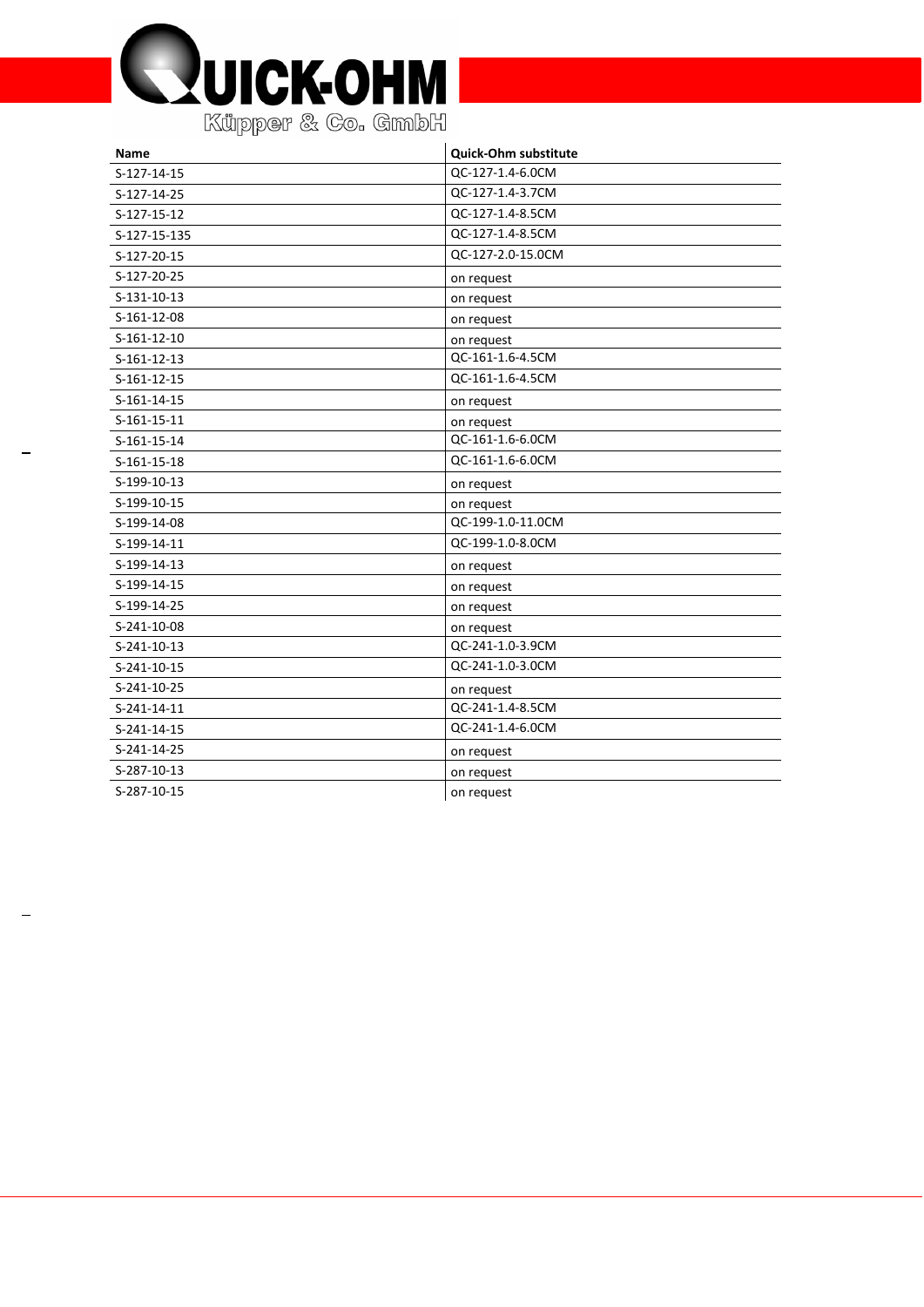| Name | Quick-Ohm substitute |
|---|---|
| S-127-14-15 | QC-127-1.4-6.0CM |
| S-127-14-25 | QC-127-1.4-3.7CM |
| S-127-15-12 | QC-127-1.4-8.5CM |
| S-127-15-135 | QC-127-1.4-8.5CM |
| S-127-20-15 | QC-127-2.0-15.0CM |
| S-127-20-25 | on request |
| S-131-10-13 | on request |
| S-161-12-08 | on request |
| S-161-12-10 | on request |
| S-161-12-13 | QC-161-1.6-4.5CM |
| S-161-12-15 | QC-161-1.6-4.5CM |
| S-161-14-15 | on request |
| S-161-15-11 | on request |
| S-161-15-14 | QC-161-1.6-6.0CM |
| S-161-15-18 | QC-161-1.6-6.0CM |
| S-199-10-13 | on request |
| S-199-10-15 | on request |
| S-199-14-08 | QC-199-1.0-11.0CM |
| S-199-14-11 | QC-199-1.0-8.0CM |
| S-199-14-13 | on request |
| S-199-14-15 | on request |
| S-199-14-25 | on request |
| S-241-10-08 | on request |
| S-241-10-13 | QC-241-1.0-3.9CM |
| S-241-10-15 | QC-241-1.0-3.0CM |
| S-241-10-25 | on request |
| S-241-14-11 | QC-241-1.4-8.5CM |
| S-241-14-15 | QC-241-1.4-6.0CM |
| S-241-14-25 | on request |
| S-287-10-13 | on request |
| S-287-10-15 | on request |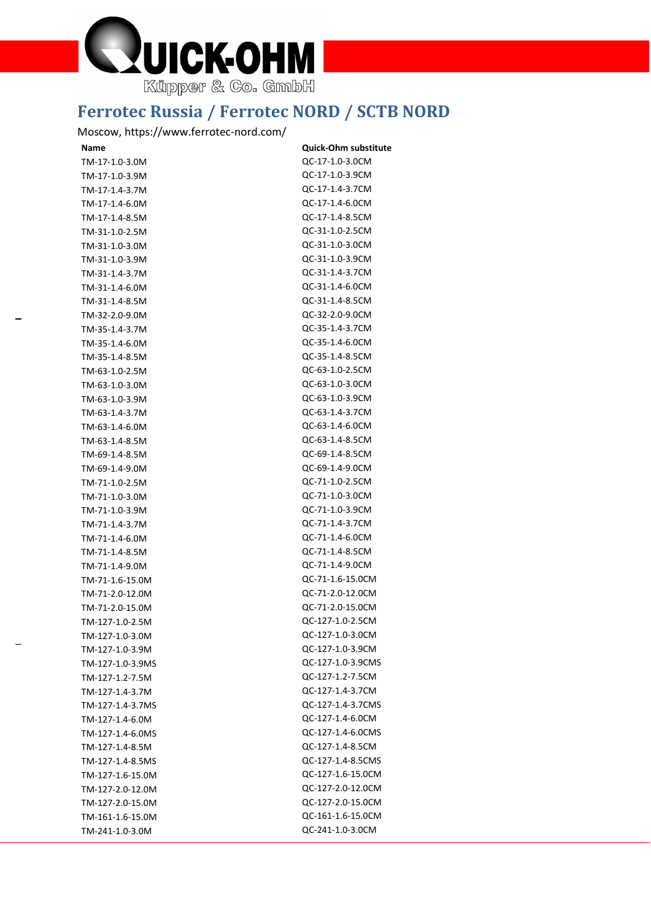# Ferrotec Russia / Ferrotec NORD / SCTB NORD

Moscow, https://www.ferrotec-nord.com/

| Name | Quick-Ohm substitute |
|---|---|
| TM-17-1.0-3.0M | QC-17-1.0-3.0CM |
| TM-17-1.0-3.9M | QC-17-1.0-3.9CM |
| TM-17-1.4-3.7M | QC-17-1.4-3.7CM |
| TM-17-1.4-6.0M | QC-17-1.4-6.0CM |
| TM-17-1.4-8.5M | QC-17-1.4-8.5CM |
| TM-31-1.0-2.5M | QC-31-1.0-2.5CM |
| TM-31-1.0-3.0M | QC-31-1.0-3.0CM |
| TM-31-1.0-3.9M | QC-31-1.0-3.9CM |
| TM-31-1.4-3.7M | QC-31-1.4-3.7CM |
| TM-31-1.4-6.0M | QC-31-1.4-6.0CM |
| TM-31-1.4-8.5M | QC-31-1.4-8.5CM |
| TM-32-2.0-9.0M | QC-32-2.0-9.0CM |
| TM-35-1.4-3.7M | QC-35-1.4-3.7CM |
| TM-35-1.4-6.0M | QC-35-1.4-6.0CM |
| TM-35-1.4-8.5M | QC-35-1.4-8.5CM |
| TM-63-1.0-2.5M | QC-63-1.0-2.5CM |
| TM-63-1.0-3.0M | QC-63-1.0-3.0CM |
| TM-63-1.0-3.9M | QC-63-1.0-3.9CM |
| TM-63-1.4-3.7M | QC-63-1.4-3.7CM |
| TM-63-1.4-6.0M | QC-63-1.4-6.0CM |
| TM-63-1.4-8.5M | QC-63-1.4-8.5CM |
| TM-69-1.4-8.5M | QC-69-1.4-8.5CM |
| TM-69-1.4-9.0M | QC-69-1.4-9.0CM |
| TM-71-1.0-2.5M | QC-71-1.0-2.5CM |
| TM-71-1.0-3.0M | QC-71-1.0-3.0CM |
| TM-71-1.0-3.9M | QC-71-1.0-3.9CM |
| TM-71-1.4-3.7M | QC-71-1.4-3.7CM |
| TM-71-1.4-6.0M | QC-71-1.4-6.0CM |
| TM-71-1.4-8.5M | QC-71-1.4-8.5CM |
| TM-71-1.4-9.0M | QC-71-1.4-9.0CM |
| TM-71-1.6-15.0M | QC-71-1.6-15.0CM |
| TM-71-2.0-12.0M | QC-71-2.0-12.0CM |
| TM-71-2.0-15.0M | QC-71-2.0-15.0CM |
| TM-127-1.0-2.5M | QC-127-1.0-2.5CM |
| TM-127-1.0-3.0M | QC-127-1.0-3.0CM |
| TM-127-1.0-3.9M | QC-127-1.0-3.9CM |
| TM-127-1.0-3.9MS | QC-127-1.0-3.9CMS |
| TM-127-1.2-7.5M | QC-127-1.2-7.5CM |
| TM-127-1.4-3.7M | QC-127-1.4-3.7CM |
| TM-127-1.4-3.7MS | QC-127-1.4-3.7CMS |
| TM-127-1.4-6.0M | QC-127-1.4-6.0CM |
| TM-127-1.4-6.0MS | QC-127-1.4-6.0CMS |
| TM-127-1.4-8.5M | QC-127-1.4-8.5CM |
| TM-127-1.4-8.5MS | QC-127-1.4-8.5CMS |
| TM-127-1.6-15.0M | QC-127-1.6-15.0CM |
| TM-127-2.0-12.0M | QC-127-2.0-12.0CM |
| TM-127-2.0-15.0M | QC-127-2.0-15.0CM |
| TM-161-1.6-15.0M | QC-161-1.6-15.0CM |
| TM-241-1.0-3.0M | QC-241-1.0-3.0CM |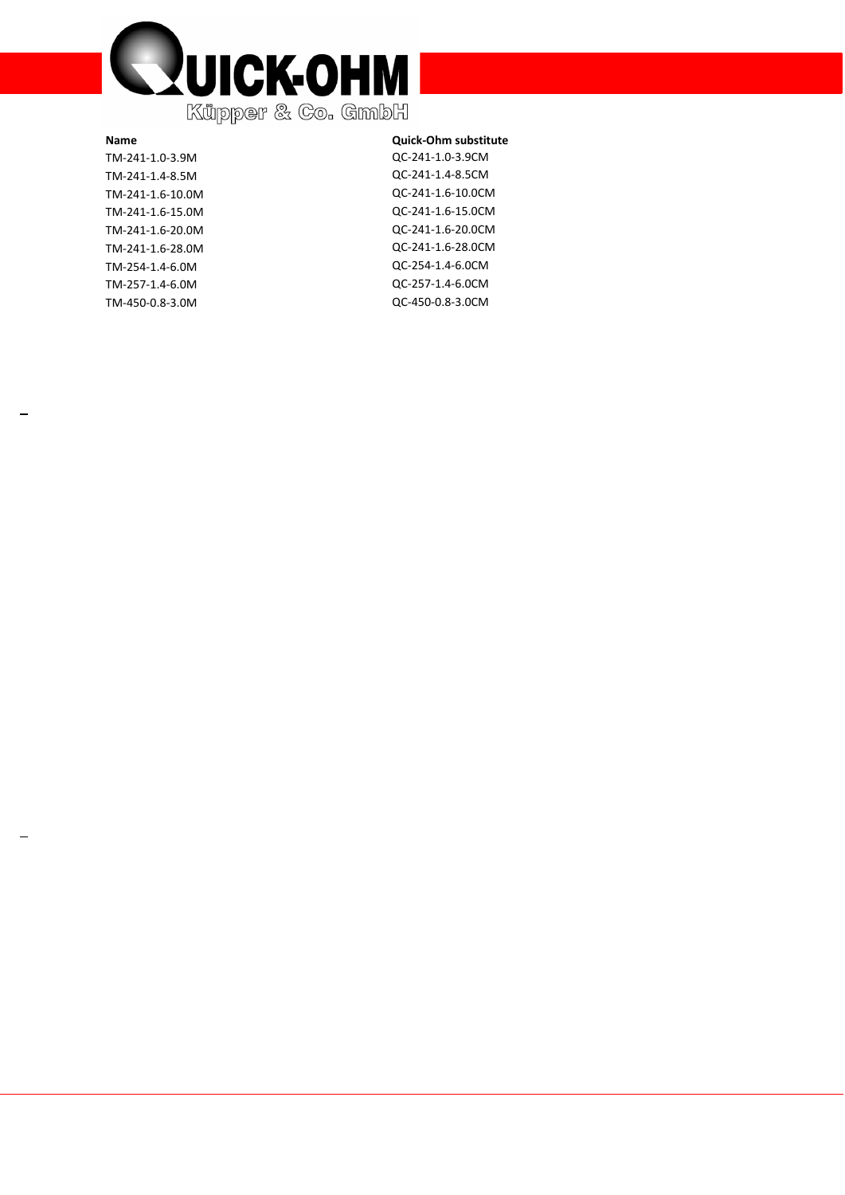| Name | Quick-Ohm substitute |
| --- | --- |
| TM-241-1.0-3.9M | QC-241-1.0-3.9CM |
| TM-241-1.4-8.5M | QC-241-1.4-8.5CM |
| TM-241-1.6-10.0M | QC-241-1.6-10.0CM |
| TM-241-1.6-15.0M | QC-241-1.6-15.0CM |
| TM-241-1.6-20.0M | QC-241-1.6-20.0CM |
| TM-241-1.6-28.0M | QC-241-1.6-28.0CM |
| TM-254-1.4-6.0M | QC-254-1.4-6.0CM |
| TM-257-1.4-6.0M | QC-257-1.4-6.0CM |
| TM-450-0.8-3.0M | QC-450-0.8-3.0CM |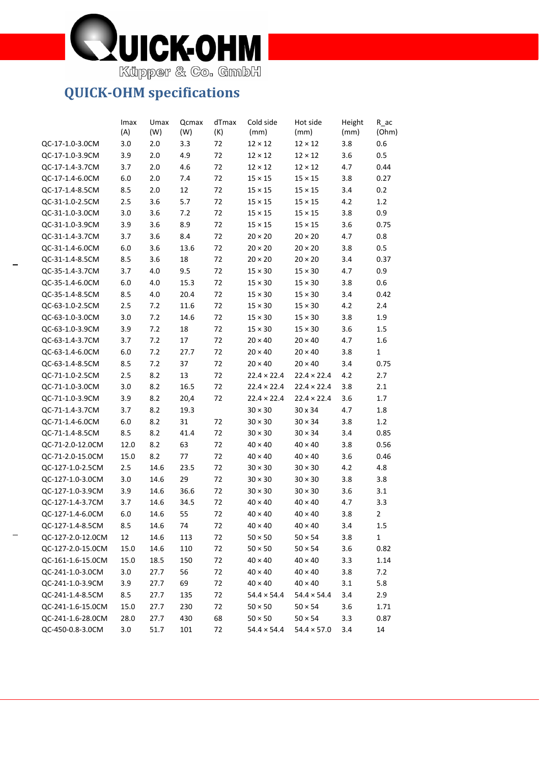# QUICK-OHM specifications

| | Imax (A) | Umax (W) | Qcmax (W) | dTmax (K) | Cold side (mm) | Hot side (mm) | Height (mm) | R_ac (Ohm) |
|---|---|---|---|---|---|---|---|---|
| QC-17-1.0-3.0CM | 3.0 | 2.0 | 3.3 | 72 | 12 × 12 | 12 × 12 | 3.8 | 0.6 |
| QC-17-1.0-3.9CM | 3.9 | 2.0 | 4.9 | 72 | 12 × 12 | 12 × 12 | 3.6 | 0.5 |
| QC-17-1.4-3.7CM | 3.7 | 2.0 | 4.6 | 72 | 12 × 12 | 12 × 12 | 4.7 | 0.44 |
| QC-17-1.4-6.0CM | 6.0 | 2.0 | 7.4 | 72 | 15 × 15 | 15 × 15 | 3.8 | 0.27 |
| QC-17-1.4-8.5CM | 8.5 | 2.0 | 12 | 72 | 15 × 15 | 15 × 15 | 3.4 | 0.2 |
| QC-31-1.0-2.5CM | 2.5 | 3.6 | 5.7 | 72 | 15 × 15 | 15 × 15 | 4.2 | 1.2 |
| QC-31-1.0-3.0CM | 3.0 | 3.6 | 7.2 | 72 | 15 × 15 | 15 × 15 | 3.8 | 0.9 |
| QC-31-1.0-3.9CM | 3.9 | 3.6 | 8.9 | 72 | 15 × 15 | 15 × 15 | 3.6 | 0.75 |
| QC-31-1.4-3.7CM | 3.7 | 3.6 | 8.4 | 72 | 20 × 20 | 20 × 20 | 4.7 | 0.8 |
| QC-31-1.4-6.0CM | 6.0 | 3.6 | 13.6 | 72 | 20 × 20 | 20 × 20 | 3.8 | 0.5 |
| QC-31-1.4-8.5CM | 8.5 | 3.6 | 18 | 72 | 20 × 20 | 20 × 20 | 3.4 | 0.37 |
| QC-35-1.4-3.7CM | 3.7 | 4.0 | 9.5 | 72 | 15 × 30 | 15 × 30 | 4.7 | 0.9 |
| QC-35-1.4-6.0CM | 6.0 | 4.0 | 15.3 | 72 | 15 × 30 | 15 × 30 | 3.8 | 0.6 |
| QC-35-1.4-8.5CM | 8.5 | 4.0 | 20.4 | 72 | 15 × 30 | 15 × 30 | 3.4 | 0.42 |
| QC-63-1.0-2.5CM | 2.5 | 7.2 | 11.6 | 72 | 15 × 30 | 15 × 30 | 4.2 | 2.4 |
| QC-63-1.0-3.0CM | 3.0 | 7.2 | 14.6 | 72 | 15 × 30 | 15 × 30 | 3.8 | 1.9 |
| QC-63-1.0-3.9CM | 3.9 | 7.2 | 18 | 72 | 15 × 30 | 15 × 30 | 3.6 | 1.5 |
| QC-63-1.4-3.7CM | 3.7 | 7.2 | 17 | 72 | 20 × 40 | 20 × 40 | 4.7 | 1.6 |
| QC-63-1.4-6.0CM | 6.0 | 7.2 | 27.7 | 72 | 20 × 40 | 20 × 40 | 3.8 | 1 |
| QC-63-1.4-8.5CM | 8.5 | 7.2 | 37 | 72 | 20 × 40 | 20 × 40 | 3.4 | 0.75 |
| QC-71-1.0-2.5CM | 2.5 | 8.2 | 13 | 72 | 22.4 × 22.4 | 22.4 × 22.4 | 4.2 | 2.7 |
| QC-71-1.0-3.0CM | 3.0 | 8.2 | 16.5 | 72 | 22.4 × 22.4 | 22.4 × 22.4 | 3.8 | 2.1 |
| QC-71-1.0-3.9CM | 3.9 | 8.2 | 20,4 | 72 | 22.4 × 22.4 | 22.4 × 22.4 | 3.6 | 1.7 |
| QC-71-1.4-3.7CM | 3.7 | 8.2 | 19.3 | | 30 × 30 | 30 x 34 | 4.7 | 1.8 |
| QC-71-1.4-6.0CM | 6.0 | 8.2 | 31 | 72 | 30 × 30 | 30 × 34 | 3.8 | 1.2 |
| QC-71-1.4-8.5CM | 8.5 | 8.2 | 41.4 | 72 | 30 × 30 | 30 × 34 | 3.4 | 0.85 |
| QC-71-2.0-12.0CM | 12.0 | 8.2 | 63 | 72 | 40 × 40 | 40 × 40 | 3.8 | 0.56 |
| QC-71-2.0-15.0CM | 15.0 | 8.2 | 77 | 72 | 40 × 40 | 40 × 40 | 3.6 | 0.46 |
| QC-127-1.0-2.5CM | 2.5 | 14.6 | 23.5 | 72 | 30 × 30 | 30 × 30 | 4.2 | 4.8 |
| QC-127-1.0-3.0CM | 3.0 | 14.6 | 29 | 72 | 30 × 30 | 30 × 30 | 3.8 | 3.8 |
| QC-127-1.0-3.9CM | 3.9 | 14.6 | 36.6 | 72 | 30 × 30 | 30 × 30 | 3.6 | 3.1 |
| QC-127-1.4-3.7CM | 3.7 | 14.6 | 34.5 | 72 | 40 × 40 | 40 × 40 | 4.7 | 3.3 |
| QC-127-1.4-6.0CM | 6.0 | 14.6 | 55 | 72 | 40 × 40 | 40 × 40 | 3.8 | 2 |
| QC-127-1.4-8.5CM | 8.5 | 14.6 | 74 | 72 | 40 × 40 | 40 × 40 | 3.4 | 1.5 |
| QC-127-2.0-12.0CM | 12 | 14.6 | 113 | 72 | 50 × 50 | 50 × 54 | 3.8 | 1 |
| QC-127-2.0-15.0CM | 15.0 | 14.6 | 110 | 72 | 50 × 50 | 50 × 54 | 3.6 | 0.82 |
| QC-161-1.6-15.0CM | 15.0 | 18.5 | 150 | 72 | 40 × 40 | 40 × 40 | 3.3 | 1.14 |
| QC-241-1.0-3.0CM | 3.0 | 27.7 | 56 | 72 | 40 × 40 | 40 × 40 | 3.8 | 7.2 |
| QC-241-1.0-3.9CM | 3.9 | 27.7 | 69 | 72 | 40 × 40 | 40 × 40 | 3.1 | 5.8 |
| QC-241-1.4-8.5CM | 8.5 | 27.7 | 135 | 72 | 54.4 × 54.4 | 54.4 × 54.4 | 3.4 | 2.9 |
| QC-241-1.6-15.0CM | 15.0 | 27.7 | 230 | 72 | 50 × 50 | 50 × 54 | 3.6 | 1.71 |
| QC-241-1.6-28.0CM | 28.0 | 27.7 | 430 | 68 | 50 × 50 | 50 × 54 | 3.3 | 0.87 |
| QC-450-0.8-3.0CM | 3.0 | 51.7 | 101 | 72 | 54.4 × 54.4 | 54.4 × 57.0 | 3.4 | 14 |